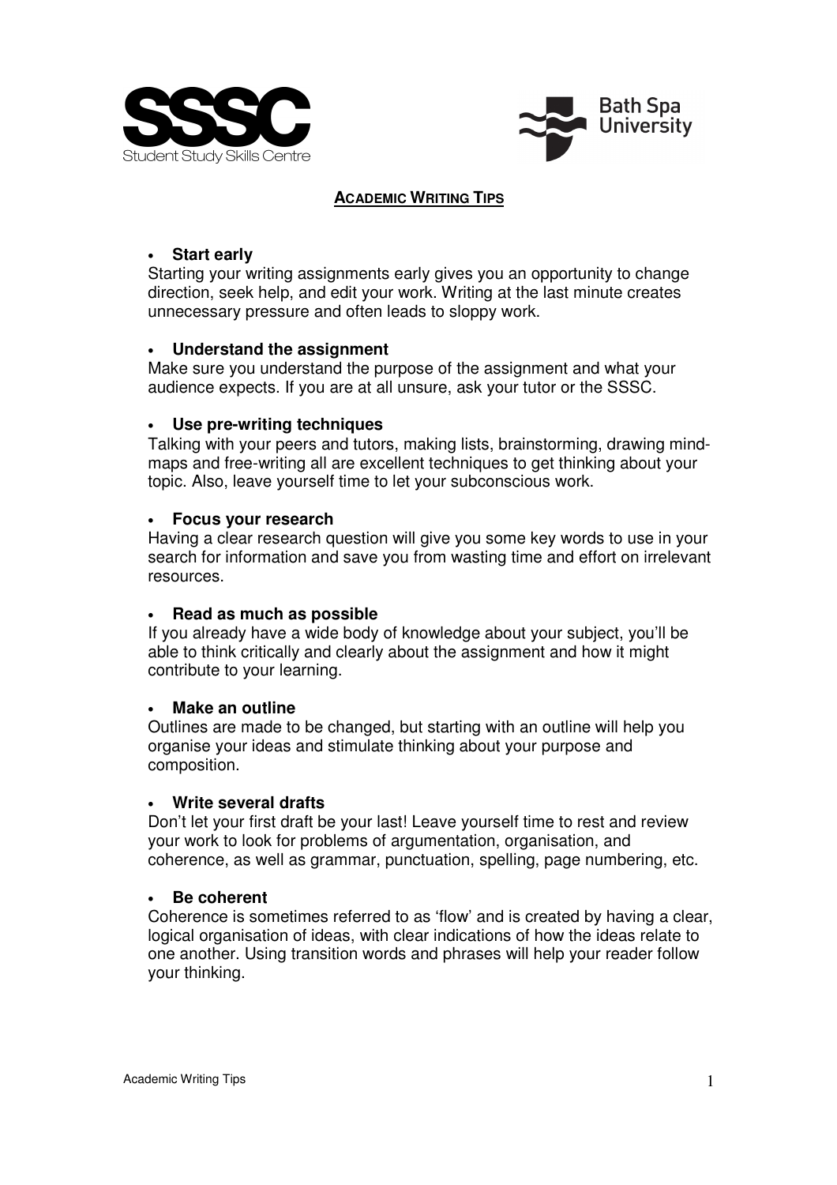SSSC
Student Study Skills Centre

Bath Spa University

# ACADEMIC WRITING TIPS

- **Start early**
Starting your writing assignments early gives you an opportunity to change direction, seek help, and edit your work. Writing at the last minute creates unnecessary pressure and often leads to sloppy work.

- **Understand the assignment**
Make sure you understand the purpose of the assignment and what your audience expects. If you are at all unsure, ask your tutor or the SSSC.

- **Use pre-writing techniques**
Talking with your peers and tutors, making lists, brainstorming, drawing mind-maps and free-writing all are excellent techniques to get thinking about your topic. Also, leave yourself time to let your subconscious work.

- **Focus your research**
Having a clear research question will give you some key words to use in your search for information and save you from wasting time and effort on irrelevant resources.

- **Read as much as possible**
If you already have a wide body of knowledge about your subject, you'll be able to think critically and clearly about the assignment and how it might contribute to your learning.

- **Make an outline**
Outlines are made to be changed, but starting with an outline will help you organise your ideas and stimulate thinking about your purpose and composition.

- **Write several drafts**
Don't let your first draft be your last! Leave yourself time to rest and review your work to look for problems of argumentation, organisation, and coherence, as well as grammar, punctuation, spelling, page numbering, etc.

- **Be coherent**
Coherence is sometimes referred to as 'flow' and is created by having a clear, logical organisation of ideas, with clear indications of how the ideas relate to one another. Using transition words and phrases will help your reader follow your thinking.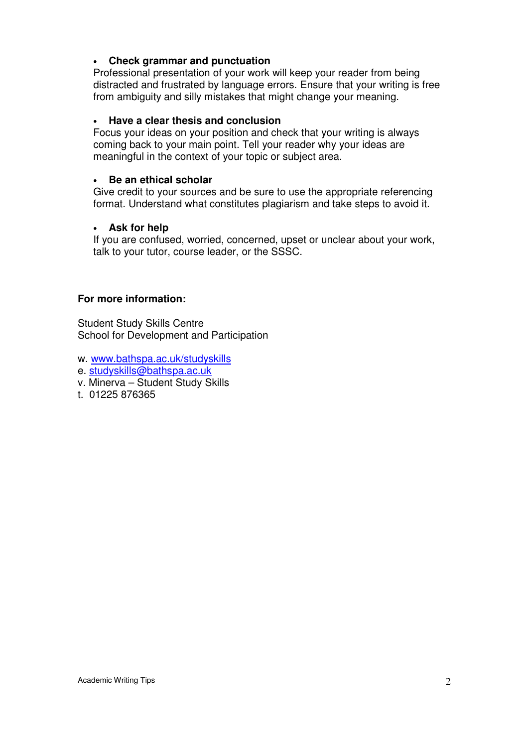- **Check grammar and punctuation**
  Professional presentation of your work will keep your reader from being distracted and frustrated by language errors. Ensure that your writing is free from ambiguity and silly mistakes that might change your meaning.

- **Have a clear thesis and conclusion**
  Focus your ideas on your position and check that your writing is always coming back to your main point. Tell your reader why your ideas are meaningful in the context of your topic or subject area.

- **Be an ethical scholar**
  Give credit to your sources and be sure to use the appropriate referencing format. Understand what constitutes plagiarism and take steps to avoid it.

- **Ask for help**
  If you are confused, worried, concerned, upset or unclear about your work, talk to your tutor, course leader, or the SSSC.

**For more information:**

Student Study Skills Centre
School for Development and Participation

w. www.bathspa.ac.uk/studyskills
e. studyskills@bathspa.ac.uk
v. Minerva – Student Study Skills
t. 01225 876365